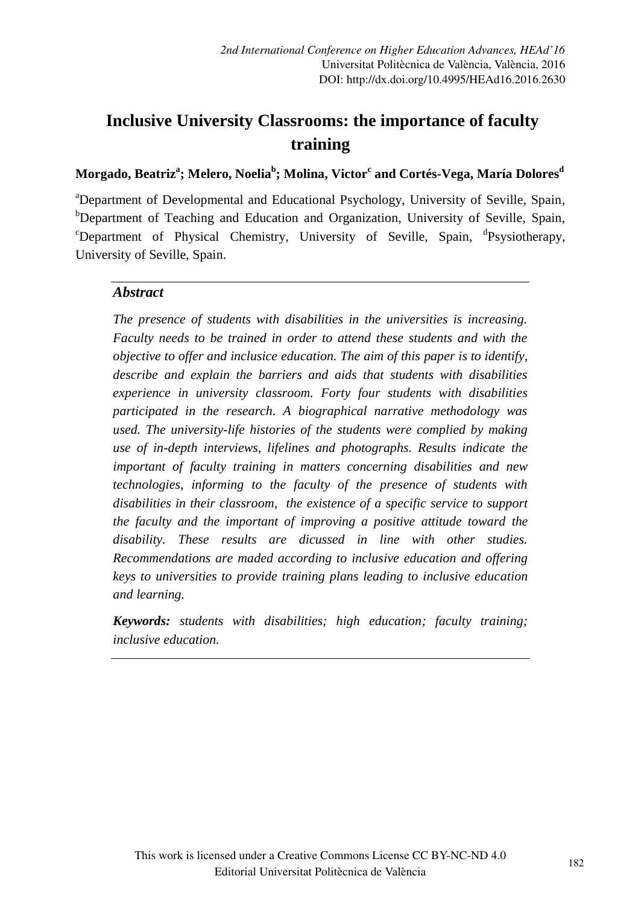*2nd International Conference on Higher Education Advances, HEAd'16*
Universitat Politècnica de València, València, 2016
DOI: http://dx.doi.org/10.4995/HEAd16.2016.2630

# Inclusive University Classrooms: the importance of faculty training

**Morgado, Beatriz[a]; Melero, Noelia[b]; Molina, Victor[c] and Cortés-Vega, María Dolores[d]**

[a]Department of Developmental and Educational Psychology, University of Seville, Spain, [b]Department of Teaching and Education and Organization, University of Seville, Spain, [c]Department of Physical Chemistry, University of Seville, Spain, [d]Psysiotherapy, University of Seville, Spain.

### *Abstract*

*The presence of students with disabilities in the universities is increasing. Faculty needs to be trained in order to attend these students and with the objective to offer and inclusice education. The aim of this paper is to identify, describe and explain the barriers and aids that students with disabilities experience in university classroom. Forty four students with disabilities participated in the research. A biographical narrative methodology was used. The university-life histories of the students were complied by making use of in-depth interviews, lifelines and photographs. Results indicate the important of faculty training in matters concerning disabilities and new technologies, informing to the faculty of the presence of students with disabilities in their classroom, the existence of a specific service to support the faculty and the important of improving a positive attitude toward the disability. These results are dicussed in line with other studies. Recommendations are maded according to inclusive education and offering keys to universities to provide training plans leading to inclusive education and learning.*

***Keywords:*** *students with disabilities; high education; faculty training; inclusive education.*

This work is licensed under a Creative Commons License CC BY-NC-ND 4.0
Editorial Universitat Politècnica de València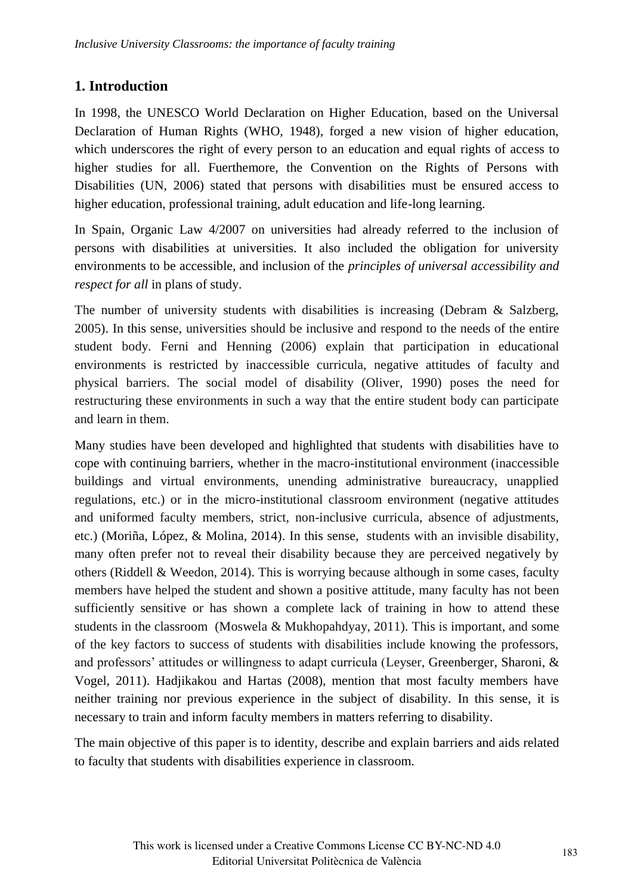## 1. Introduction

In 1998, the UNESCO World Declaration on Higher Education, based on the Universal Declaration of Human Rights (WHO, 1948), forged a new vision of higher education, which underscores the right of every person to an education and equal rights of access to higher studies for all. Fuerthemore, the Convention on the Rights of Persons with Disabilities (UN, 2006) stated that persons with disabilities must be ensured access to higher education, professional training, adult education and life-long learning.

In Spain, Organic Law 4/2007 on universities had already referred to the inclusion of persons with disabilities at universities. It also included the obligation for university environments to be accessible, and inclusion of the *principles of universal accessibility and respect for all* in plans of study.

The number of university students with disabilities is increasing (Debram & Salzberg, 2005). In this sense, universities should be inclusive and respond to the needs of the entire student body. Ferni and Henning (2006) explain that participation in educational environments is restricted by inaccessible curricula, negative attitudes of faculty and physical barriers. The social model of disability (Oliver, 1990) poses the need for restructuring these environments in such a way that the entire student body can participate and learn in them.

Many studies have been developed and highlighted that students with disabilities have to cope with continuing barriers, whether in the macro-institutional environment (inaccessible buildings and virtual environments, unending administrative bureaucracy, unapplied regulations, etc.) or in the micro-institutional classroom environment (negative attitudes and uniformed faculty members, strict, non-inclusive curricula, absence of adjustments, etc.) (Moriña, López, & Molina, 2014). In this sense, students with an invisible disability, many often prefer not to reveal their disability because they are perceived negatively by others (Riddell & Weedon, 2014). This is worrying because although in some cases, faculty members have helped the student and shown a positive attitude, many faculty has not been sufficiently sensitive or has shown a complete lack of training in how to attend these students in the classroom (Moswela & Mukhopahdyay, 2011). This is important, and some of the key factors to success of students with disabilities include knowing the professors, and professors' attitudes or willingness to adapt curricula (Leyser, Greenberger, Sharoni, & Vogel, 2011). Hadjikakou and Hartas (2008), mention that most faculty members have neither training nor previous experience in the subject of disability. In this sense, it is necessary to train and inform faculty members in matters referring to disability.

The main objective of this paper is to identity, describe and explain barriers and aids related to faculty that students with disabilities experience in classroom.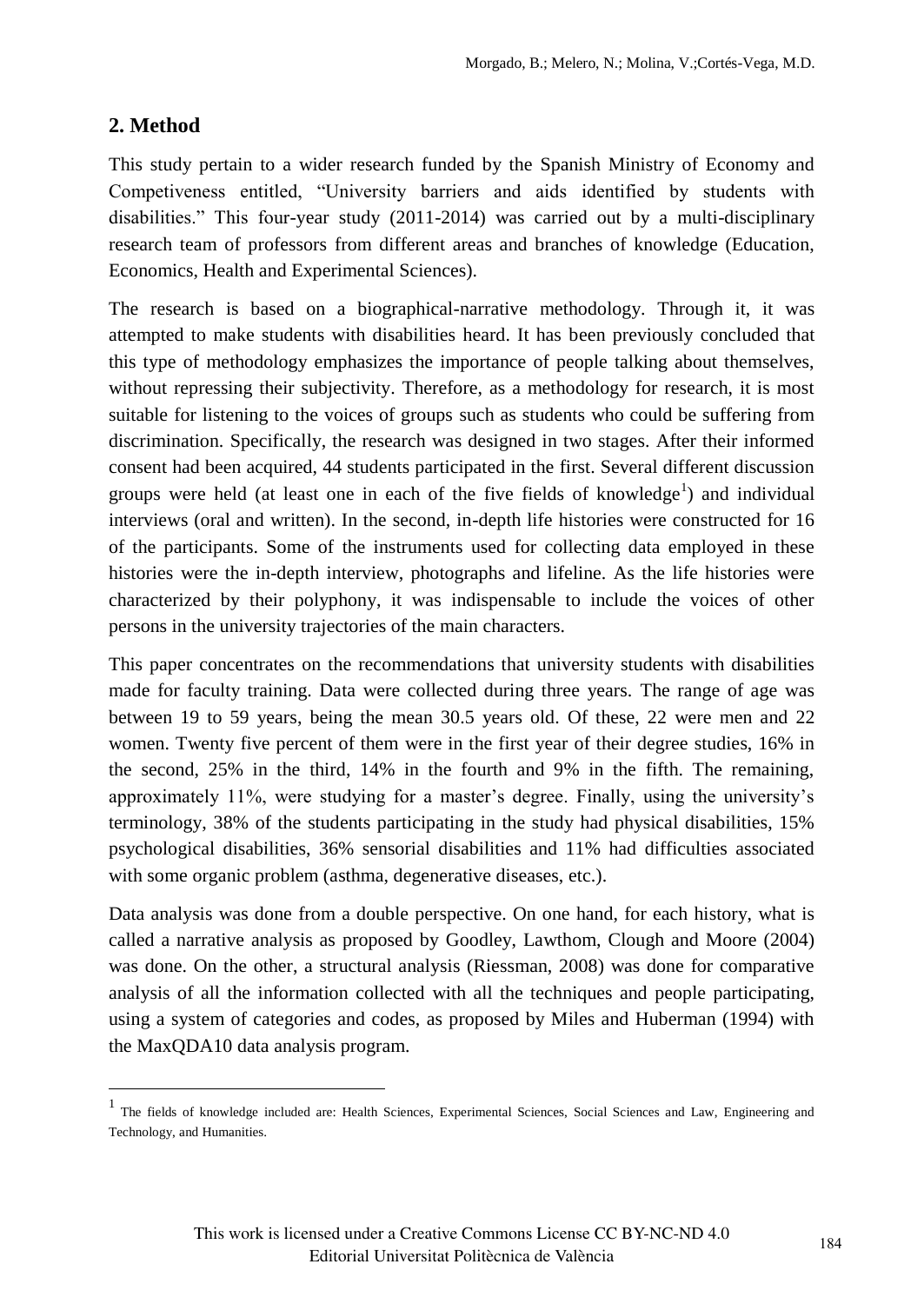## 2. Method

This study pertain to a wider research funded by the Spanish Ministry of Economy and Competiveness entitled, "University barriers and aids identified by students with disabilities." This four-year study (2011-2014) was carried out by a multi-disciplinary research team of professors from different areas and branches of knowledge (Education, Economics, Health and Experimental Sciences).

The research is based on a biographical-narrative methodology. Through it, it was attempted to make students with disabilities heard. It has been previously concluded that this type of methodology emphasizes the importance of people talking about themselves, without repressing their subjectivity. Therefore, as a methodology for research, it is most suitable for listening to the voices of groups such as students who could be suffering from discrimination. Specifically, the research was designed in two stages. After their informed consent had been acquired, 44 students participated in the first. Several different discussion groups were held (at least one in each of the five fields of knowledge[1]) and individual interviews (oral and written). In the second, in-depth life histories were constructed for 16 of the participants. Some of the instruments used for collecting data employed in these histories were the in-depth interview, photographs and lifeline. As the life histories were characterized by their polyphony, it was indispensable to include the voices of other persons in the university trajectories of the main characters.

This paper concentrates on the recommendations that university students with disabilities made for faculty training. Data were collected during three years. The range of age was between 19 to 59 years, being the mean 30.5 years old. Of these, 22 were men and 22 women. Twenty five percent of them were in the first year of their degree studies, 16% in the second, 25% in the third, 14% in the fourth and 9% in the fifth. The remaining, approximately 11%, were studying for a master's degree. Finally, using the university's terminology, 38% of the students participating in the study had physical disabilities, 15% psychological disabilities, 36% sensorial disabilities and 11% had difficulties associated with some organic problem (asthma, degenerative diseases, etc.).

Data analysis was done from a double perspective. On one hand, for each history, what is called a narrative analysis as proposed by Goodley, Lawthom, Clough and Moore (2004) was done. On the other, a structural analysis (Riessman, 2008) was done for comparative analysis of all the information collected with all the techniques and people participating, using a system of categories and codes, as proposed by Miles and Huberman (1994) with the MaxQDA10 data analysis program.

[1] The fields of knowledge included are: Health Sciences, Experimental Sciences, Social Sciences and Law, Engineering and Technology, and Humanities.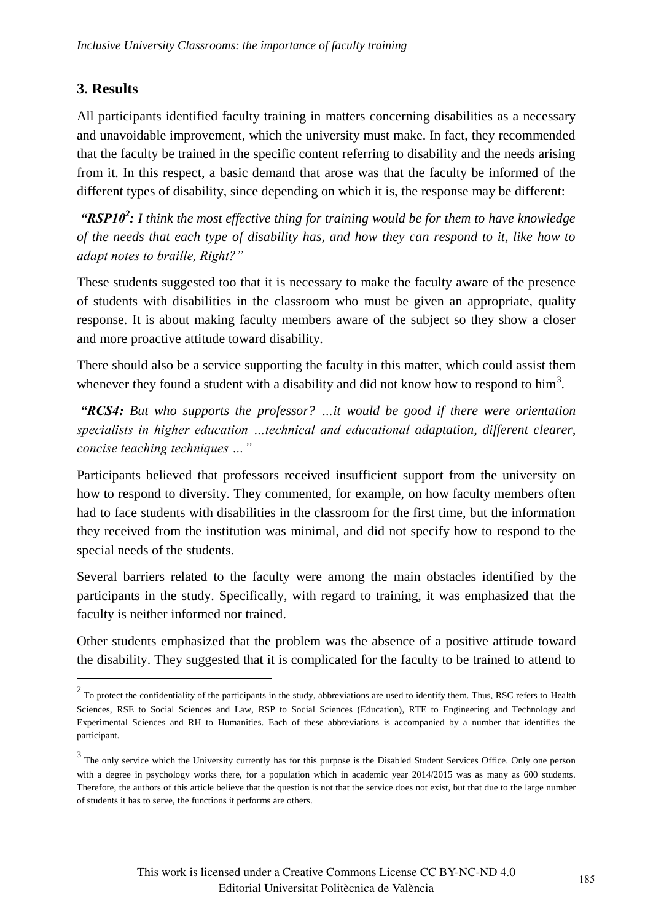## 3. Results

All participants identified faculty training in matters concerning disabilities as a necessary and unavoidable improvement, which the university must make. In fact, they recommended that the faculty be trained in the specific content referring to disability and the needs arising from it. In this respect, a basic demand that arose was that the faculty be informed of the different types of disability, since depending on which it is, the response may be different:

***"RSP10[2]:** I think the most effective thing for training would be for them to have knowledge of the needs that each type of disability has, and how they can respond to it, like how to adapt notes to braille, Right?"*

These students suggested too that it is necessary to make the faculty aware of the presence of students with disabilities in the classroom who must be given an appropriate, quality response. It is about making faculty members aware of the subject so they show a closer and more proactive attitude toward disability.

There should also be a service supporting the faculty in this matter, which could assist them whenever they found a student with a disability and did not know how to respond to him[3].

***"RCS4:** But who supports the professor? …it would be good if there were orientation specialists in higher education …technical and educational adaptation, different clearer, concise teaching techniques …"*

Participants believed that professors received insufficient support from the university on how to respond to diversity. They commented, for example, on how faculty members often had to face students with disabilities in the classroom for the first time, but the information they received from the institution was minimal, and did not specify how to respond to the special needs of the students.

Several barriers related to the faculty were among the main obstacles identified by the participants in the study. Specifically, with regard to training, it was emphasized that the faculty is neither informed nor trained.

Other students emphasized that the problem was the absence of a positive attitude toward the disability. They suggested that it is complicated for the faculty to be trained to attend to

---

[2] To protect the confidentiality of the participants in the study, abbreviations are used to identify them. Thus, RSC refers to Health Sciences, RSE to Social Sciences and Law, RSP to Social Sciences (Education), RTE to Engineering and Technology and Experimental Sciences and RH to Humanities. Each of these abbreviations is accompanied by a number that identifies the participant.

[3] The only service which the University currently has for this purpose is the Disabled Student Services Office. Only one person with a degree in psychology works there, for a population which in academic year 2014/2015 was as many as 600 students. Therefore, the authors of this article believe that the question is not that the service does not exist, but that due to the large number of students it has to serve, the functions it performs are others.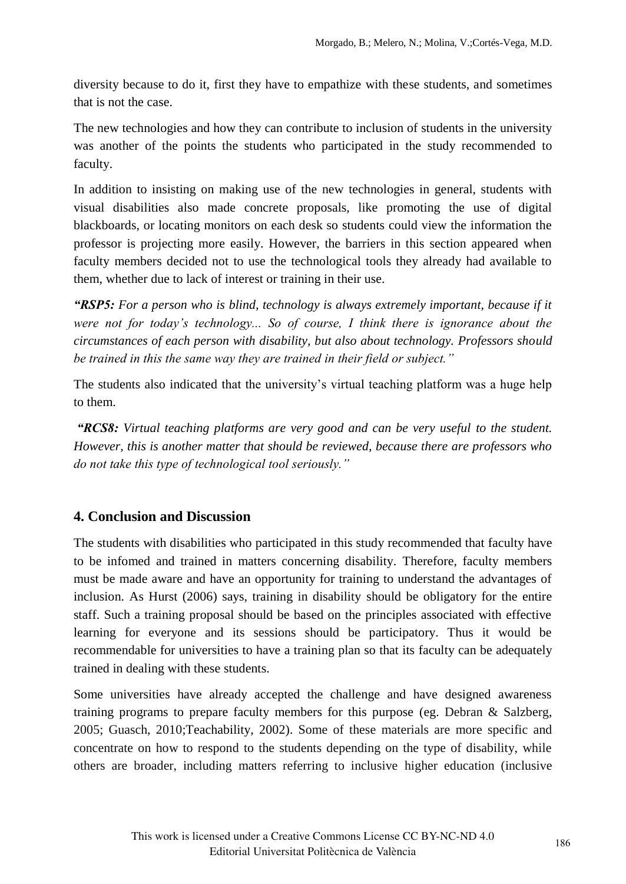diversity because to do it, first they have to empathize with these students, and sometimes that is not the case.

The new technologies and how they can contribute to inclusion of students in the university was another of the points the students who participated in the study recommended to faculty.

In addition to insisting on making use of the new technologies in general, students with visual disabilities also made concrete proposals, like promoting the use of digital blackboards, or locating monitors on each desk so students could view the information the professor is projecting more easily. However, the barriers in this section appeared when faculty members decided not to use the technological tools they already had available to them, whether due to lack of interest or training in their use.

*"**RSP5:** For a person who is blind, technology is always extremely important, because if it were not for today's technology... So of course, I think there is ignorance about the circumstances of each person with disability, but also about technology. Professors should be trained in this the same way they are trained in their field or subject."*

The students also indicated that the university's virtual teaching platform was a huge help to them.

*"**RCS8:** Virtual teaching platforms are very good and can be very useful to the student. However, this is another matter that should be reviewed, because there are professors who do not take this type of technological tool seriously."*

## 4. Conclusion and Discussion

The students with disabilities who participated in this study recommended that faculty have to be infomed and trained in matters concerning disability. Therefore, faculty members must be made aware and have an opportunity for training to understand the advantages of inclusion. As Hurst (2006) says, training in disability should be obligatory for the entire staff. Such a training proposal should be based on the principles associated with effective learning for everyone and its sessions should be participatory. Thus it would be recommendable for universities to have a training plan so that its faculty can be adequately trained in dealing with these students.

Some universities have already accepted the challenge and have designed awareness training programs to prepare faculty members for this purpose (eg. Debran & Salzberg, 2005; Guasch, 2010;Teachability, 2002). Some of these materials are more specific and concentrate on how to respond to the students depending on the type of disability, while others are broader, including matters referring to inclusive higher education (inclusive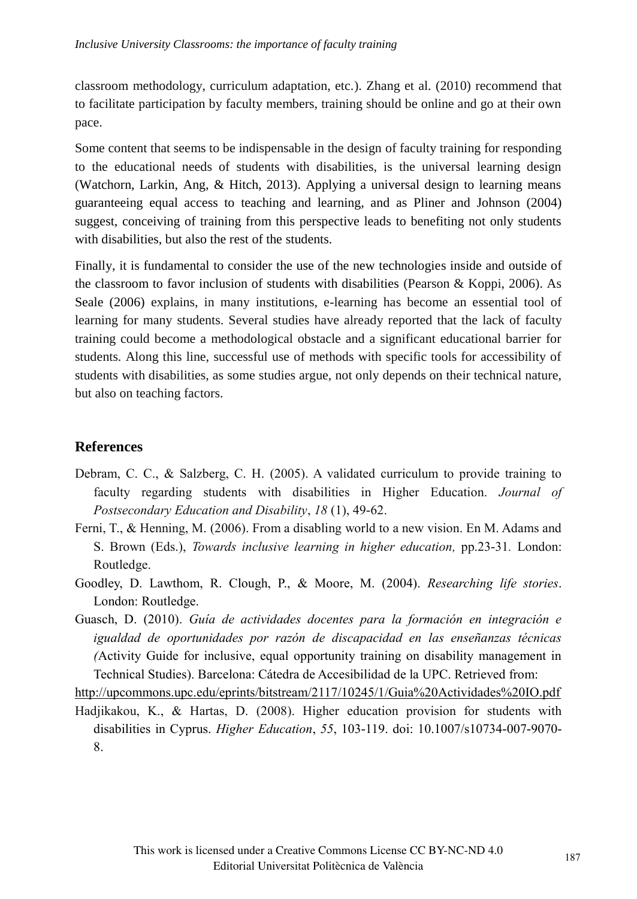classroom methodology, curriculum adaptation, etc.). Zhang et al. (2010) recommend that to facilitate participation by faculty members, training should be online and go at their own pace.

Some content that seems to be indispensable in the design of faculty training for responding to the educational needs of students with disabilities, is the universal learning design (Watchorn, Larkin, Ang, & Hitch, 2013). Applying a universal design to learning means guaranteeing equal access to teaching and learning, and as Pliner and Johnson (2004) suggest, conceiving of training from this perspective leads to benefiting not only students with disabilities, but also the rest of the students.

Finally, it is fundamental to consider the use of the new technologies inside and outside of the classroom to favor inclusion of students with disabilities (Pearson & Koppi, 2006). As Seale (2006) explains, in many institutions, e-learning has become an essential tool of learning for many students. Several studies have already reported that the lack of faculty training could become a methodological obstacle and a significant educational barrier for students. Along this line, successful use of methods with specific tools for accessibility of students with disabilities, as some studies argue, not only depends on their technical nature, but also on teaching factors.

## References

Debram, C. C., & Salzberg, C. H. (2005). A validated curriculum to provide training to faculty regarding students with disabilities in Higher Education. *Journal of Postsecondary Education and Disability*, *18* (1), 49-62.

Ferni, T., & Henning, M. (2006). From a disabling world to a new vision. En M. Adams and S. Brown (Eds.), *Towards inclusive learning in higher education,* pp.23-31. London: Routledge.

Goodley, D. Lawthom, R. Clough, P., & Moore, M. (2004). *Researching life stories*. London: Routledge.

Guasch, D. (2010). *Guía de actividades docentes para la formación en integración e igualdad de oportunidades por razón de discapacidad en las enseñanzas técnicas (*Activity Guide for inclusive, equal opportunity training on disability management in Technical Studies). Barcelona: Cátedra de Accesibilidad de la UPC. Retrieved from: http://upcommons.upc.edu/eprints/bitstream/2117/10245/1/Guia%20Actividades%20IO.pdf

Hadjikakou, K., & Hartas, D. (2008). Higher education provision for students with disabilities in Cyprus. *Higher Education*, *55*, 103-119. doi: 10.1007/s10734-007-9070-8.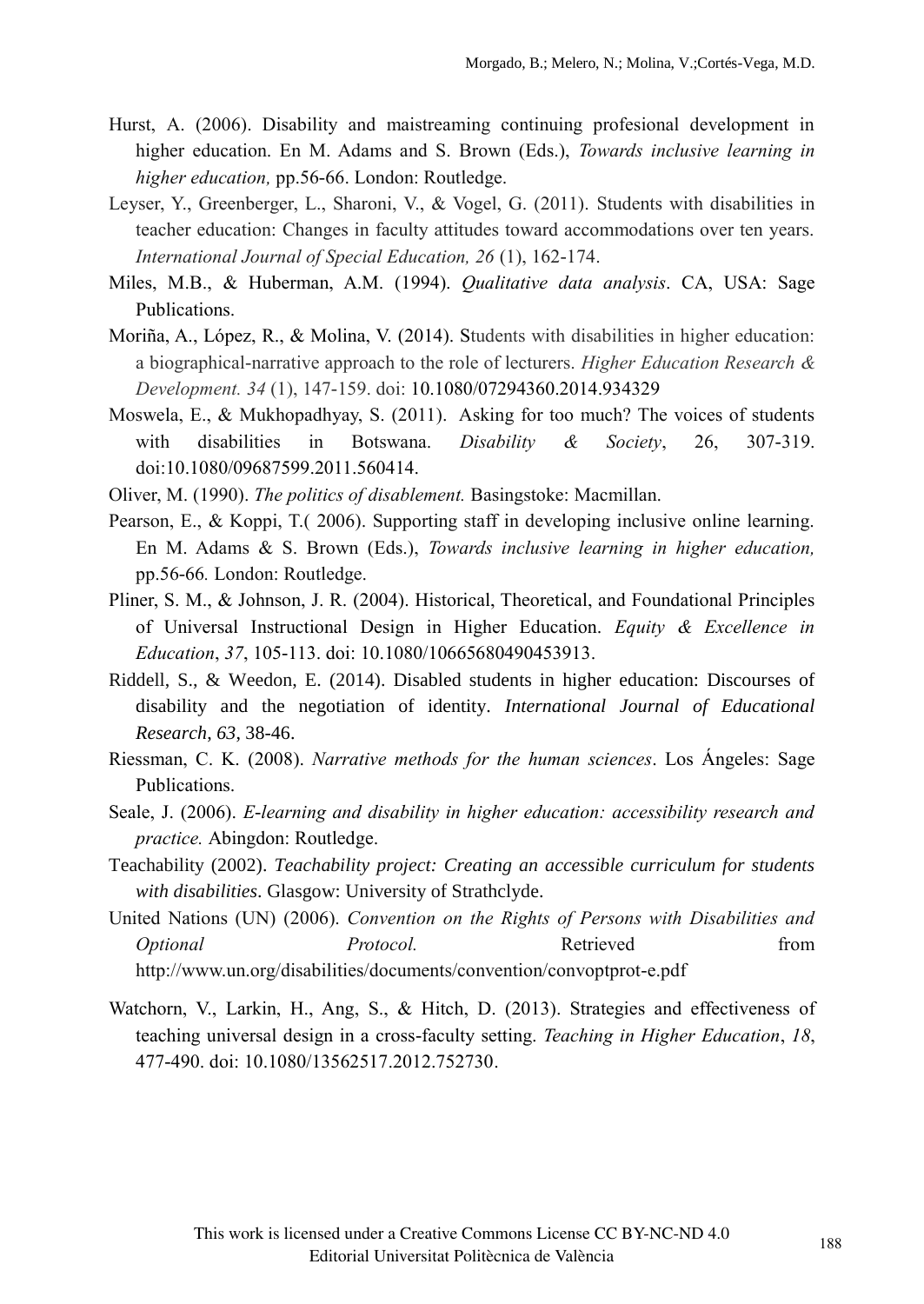Hurst, A. (2006). Disability and maistreaming continuing profesional development in higher education. En M. Adams and S. Brown (Eds.), *Towards inclusive learning in higher education,* pp.56-66. London: Routledge.

Leyser, Y., Greenberger, L., Sharoni, V., & Vogel, G. (2011). Students with disabilities in teacher education: Changes in faculty attitudes toward accommodations over ten years. *International Journal of Special Education, 26* (1), 162-174.

Miles, M.B., & Huberman, A.M. (1994). *Qualitative data analysis*. CA, USA: Sage Publications.

Moriña, A., López, R., & Molina, V. (2014). Students with disabilities in higher education: a biographical-narrative approach to the role of lecturers. *Higher Education Research & Development. 34* (1), 147-159. doi: 10.1080/07294360.2014.934329

Moswela, E., & Mukhopadhyay, S. (2011). Asking for too much? The voices of students with disabilities in Botswana. *Disability & Society*, 26, 307-319. doi:10.1080/09687599.2011.560414.

Oliver, M. (1990). *The politics of disablement.* Basingstoke: Macmillan.

Pearson, E., & Koppi, T.( 2006). Supporting staff in developing inclusive online learning. En M. Adams & S. Brown (Eds.), *Towards inclusive learning in higher education,* pp.56-66*.* London: Routledge.

Pliner, S. M., & Johnson, J. R. (2004). Historical, Theoretical, and Foundational Principles of Universal Instructional Design in Higher Education. *Equity & Excellence in Education*, *37*, 105-113. doi: 10.1080/10665680490453913.

Riddell, S., & Weedon, E. (2014). Disabled students in higher education: Discourses of disability and the negotiation of identity. *International Journal of Educational Research, 63*, 38-46.

Riessman, C. K. (2008). *Narrative methods for the human sciences*. Los Ángeles: Sage Publications.

Seale, J. (2006). *E-learning and disability in higher education: accessibility research and practice.* Abingdon: Routledge.

Teachability (2002). *Teachability project: Creating an accessible curriculum for students with disabilities*. Glasgow: University of Strathclyde.

United Nations (UN) (2006). *Convention on the Rights of Persons with Disabilities and Optional Protocol.* Retrieved from http://www.un.org/disabilities/documents/convention/convoptprot-e.pdf

Watchorn, V., Larkin, H., Ang, S., & Hitch, D. (2013). Strategies and effectiveness of teaching universal design in a cross-faculty setting. *Teaching in Higher Education*, *18*, 477-490. doi: 10.1080/13562517.2012.752730.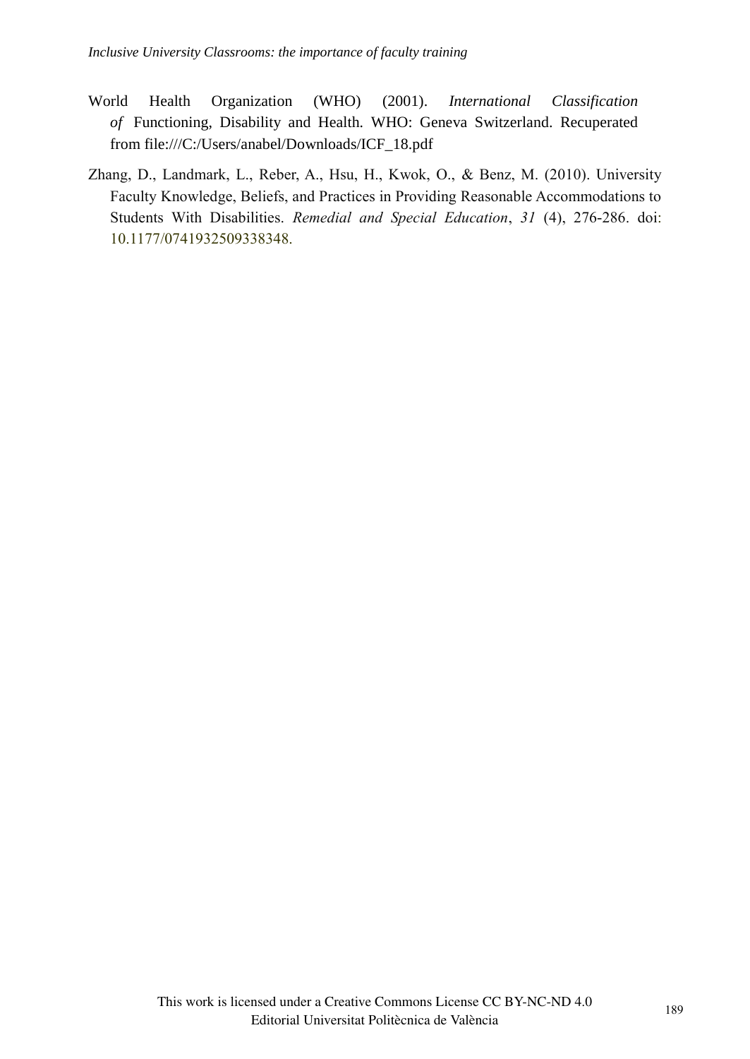World Health Organization (WHO) (2001). *International Classification of* Functioning, Disability and Health. WHO: Geneva Switzerland. Recuperated from file:///C:/Users/anabel/Downloads/ICF_18.pdf

Zhang, D., Landmark, L., Reber, A., Hsu, H., Kwok, O., & Benz, M. (2010). University Faculty Knowledge, Beliefs, and Practices in Providing Reasonable Accommodations to Students With Disabilities. *Remedial and Special Education*, *31* (4), 276-286. doi: 10.1177/0741932509338348.